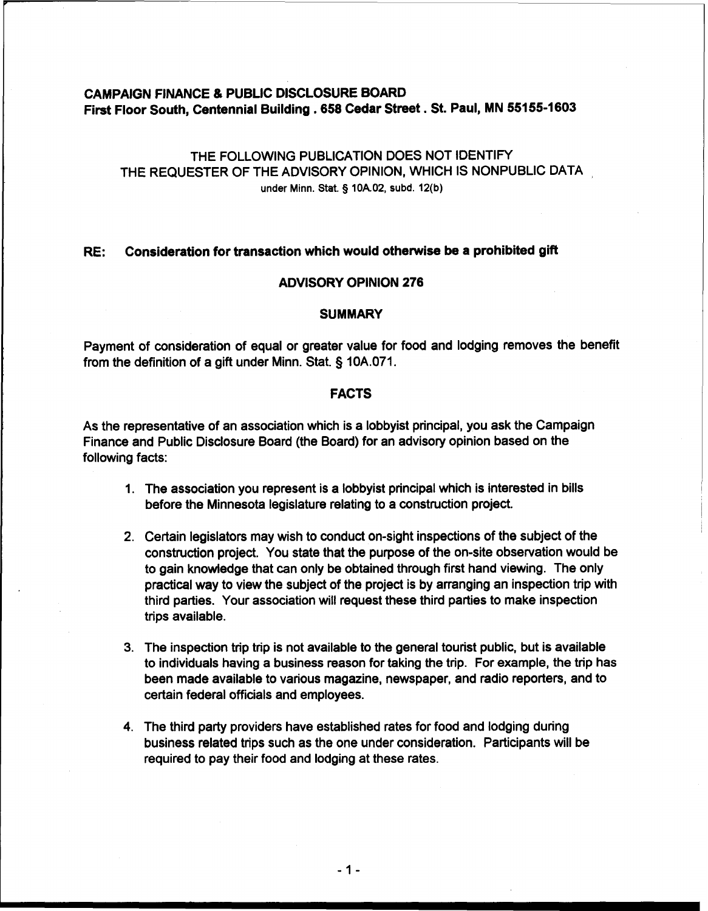**CAMPAIGN FINANCE & PUBLIC DISCLOSURE BOARD**
**First Floor South, Centennial Building . 658 Cedar Street . St. Paul, MN 55155-1603**

THE FOLLOWING PUBLICATION DOES NOT IDENTIFY
THE REQUESTER OF THE ADVISORY OPINION, WHICH IS NONPUBLIC DATA
under Minn. Stat. § 10A.02, subd. 12(b)

**RE: Consideration for transaction which would otherwise be a prohibited gift**

**ADVISORY OPINION 276**

**SUMMARY**

Payment of consideration of equal or greater value for food and lodging removes the benefit from the definition of a gift under Minn. Stat. § 10A.071.

**FACTS**

As the representative of an association which is a lobbyist principal, you ask the Campaign Finance and Public Disclosure Board (the Board) for an advisory opinion based on the following facts:

1. The association you represent is a lobbyist principal which is interested in bills before the Minnesota legislature relating to a construction project.

2. Certain legislators may wish to conduct on-sight inspections of the subject of the construction project. You state that the purpose of the on-site observation would be to gain knowledge that can only be obtained through first hand viewing. The only practical way to view the subject of the project is by arranging an inspection trip with third parties. Your association will request these third parties to make inspection trips available.

3. The inspection trip trip is not available to the general tourist public, but is available to individuals having a business reason for taking the trip. For example, the trip has been made available to various magazine, newspaper, and radio reporters, and to certain federal officials and employees.

4. The third party providers have established rates for food and lodging during business related trips such as the one under consideration. Participants will be required to pay their food and lodging at these rates.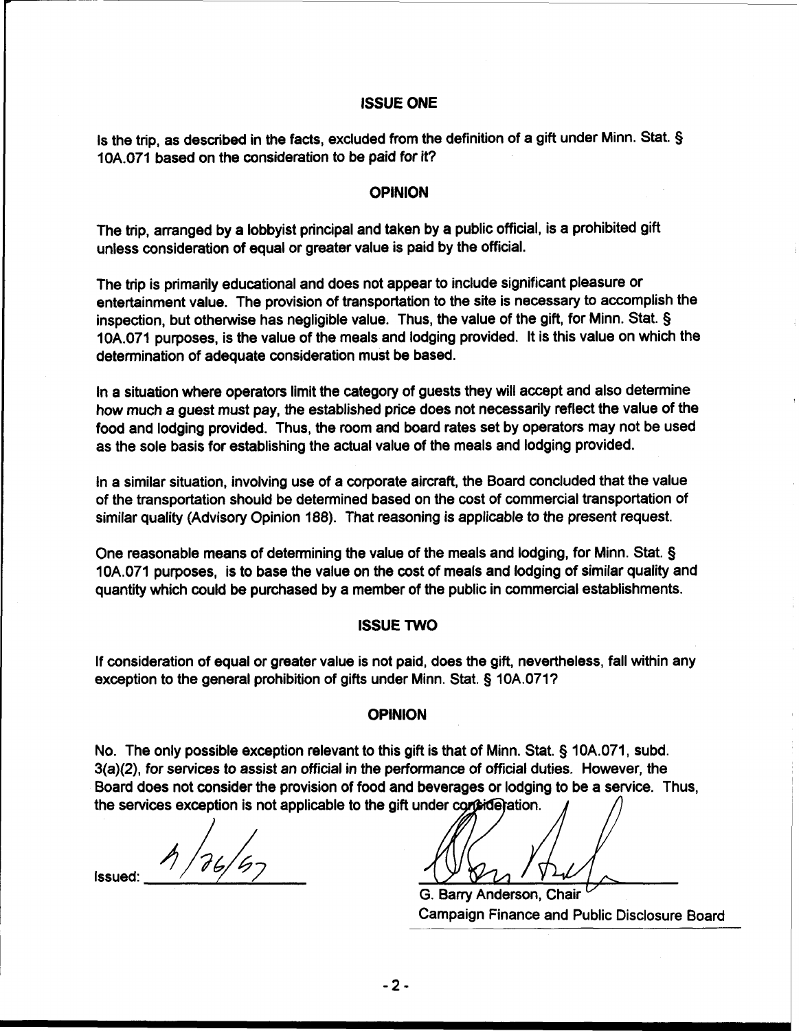## ISSUE ONE

Is the trip, as described in the facts, excluded from the definition of a gift under Minn. Stat. § 10A.071 based on the consideration to be paid for it?

## OPINION

The trip, arranged by a lobbyist principal and taken by a public official, is a prohibited gift unless consideration of equal or greater value is paid by the official.

The trip is primarily educational and does not appear to include significant pleasure or entertainment value. The provision of transportation to the site is necessary to accomplish the inspection, but otherwise has negligible value. Thus, the value of the gift, for Minn. Stat. § 10A.071 purposes, is the value of the meals and lodging provided. It is this value on which the determination of adequate consideration must be based.

In a situation where operators limit the category of guests they will accept and also determine how much a guest must pay, the established price does not necessarily reflect the value of the food and lodging provided. Thus, the room and board rates set by operators may not be used as the sole basis for establishing the actual value of the meals and lodging provided.

In a similar situation, involving use of a corporate aircraft, the Board concluded that the value of the transportation should be determined based on the cost of commercial transportation of similar quality (Advisory Opinion 188). That reasoning is applicable to the present request.

One reasonable means of determining the value of the meals and lodging, for Minn. Stat. § 10A.071 purposes, is to base the value on the cost of meals and lodging of similar quality and quantity which could be purchased by a member of the public in commercial establishments.

## ISSUE TWO

If consideration of equal or greater value is not paid, does the gift, nevertheless, fall within any exception to the general prohibition of gifts under Minn. Stat. § 10A.071?

## OPINION

No. The only possible exception relevant to this gift is that of Minn. Stat. § 10A.071, subd. 3(a)(2), for services to assist an official in the performance of official duties. However, the Board does not consider the provision of food and beverages or lodging to be a service. Thus, the services exception is not applicable to the gift under consideration.

Issued: 4/26/97

G. Barry Anderson, Chair
Campaign Finance and Public Disclosure Board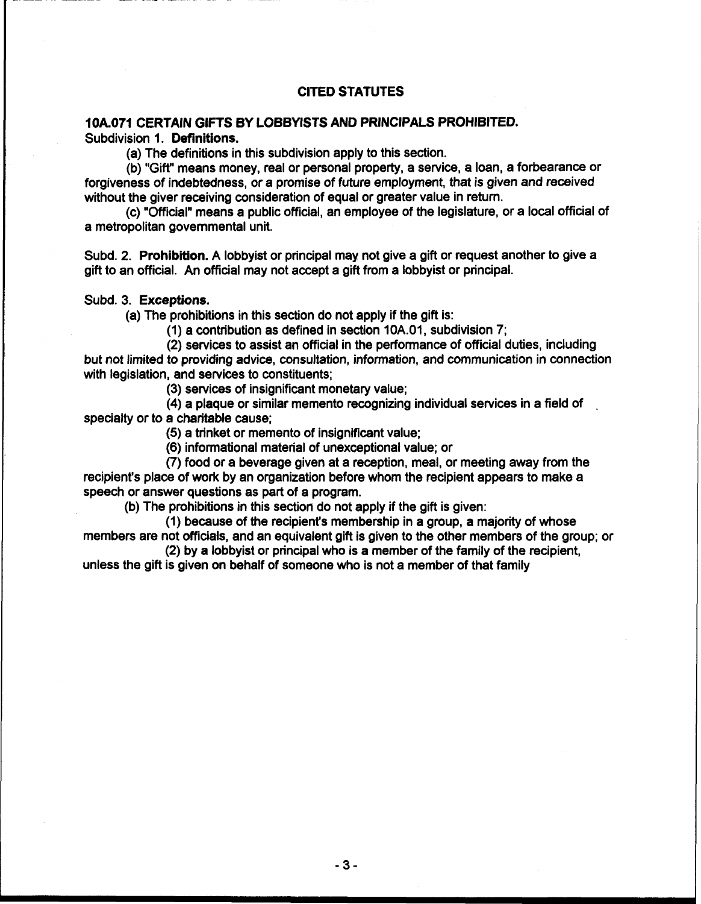## CITED STATUTES

### 10A.071 CERTAIN GIFTS BY LOBBYISTS AND PRINCIPALS PROHIBITED.

Subdivision 1. **Definitions.**

(a) The definitions in this subdivision apply to this section.

(b) "Gift" means money, real or personal property, a service, a loan, a forbearance or forgiveness of indebtedness, or a promise of future employment, that is given and received without the giver receiving consideration of equal or greater value in return.

(c) "Official" means a public official, an employee of the legislature, or a local official of a metropolitan governmental unit.

Subd. 2. **Prohibition.** A lobbyist or principal may not give a gift or request another to give a gift to an official. An official may not accept a gift from a lobbyist or principal.

Subd. 3. **Exceptions.**

(a) The prohibitions in this section do not apply if the gift is:

(1) a contribution as defined in section 10A.01, subdivision 7;

(2) services to assist an official in the performance of official duties, including but not limited to providing advice, consultation, information, and communication in connection with legislation, and services to constituents;

(3) services of insignificant monetary value;

(4) a plaque or similar memento recognizing individual services in a field of specialty or to a charitable cause;

(5) a trinket or memento of insignificant value;

(6) informational material of unexceptional value; or

(7) food or a beverage given at a reception, meal, or meeting away from the recipient's place of work by an organization before whom the recipient appears to make a speech or answer questions as part of a program.

(b) The prohibitions in this section do not apply if the gift is given:

(1) because of the recipient's membership in a group, a majority of whose members are not officials, and an equivalent gift is given to the other members of the group; or

(2) by a lobbyist or principal who is a member of the family of the recipient, unless the gift is given on behalf of someone who is not a member of that family